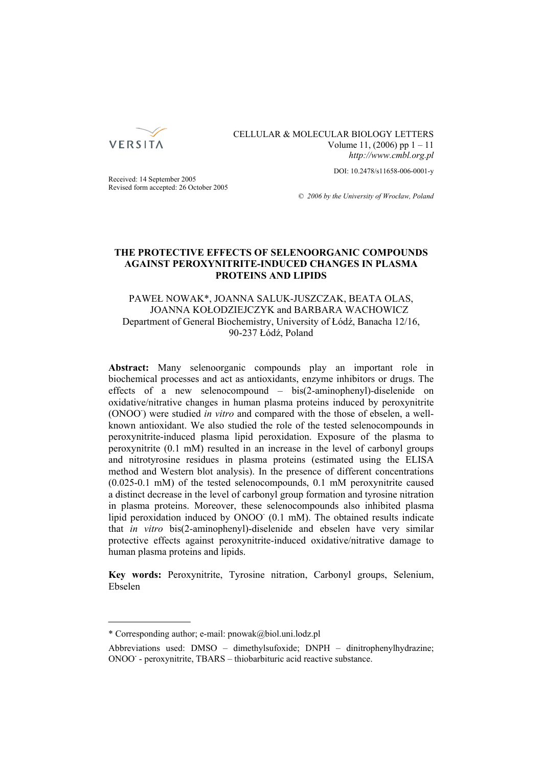CELLULAR & MOLECULAR BIOLOGY LETTERS
Volume 11, (2006) pp 1 – 11
*http://www.cmbl.org.pl*

DOI: 10.2478/s11658-006-0001-y

Received: 14 September 2005
Revised form accepted: 26 October 2005

© *2006 by the University of Wrocław, Poland*

# THE PROTECTIVE EFFECTS OF SELENOORGANIC COMPOUNDS AGAINST PEROXYNITRITE-INDUCED CHANGES IN PLASMA PROTEINS AND LIPIDS

PAWEŁ NOWAK*, JOANNA SALUK-JUSZCZAK, BEATA OLAS, JOANNA KOŁODZIEJCZYK and BARBARA WACHOWICZ
Department of General Biochemistry, University of Łódź, Banacha 12/16, 90-237 Łódź, Poland

**Abstract:** Many selenoorganic compounds play an important role in biochemical processes and act as antioxidants, enzyme inhibitors or drugs. The effects of a new selenocompound – bis(2-aminophenyl)-diselenide on oxidative/nitrative changes in human plasma proteins induced by peroxynitrite ($ONOO^-$) were studied *in vitro* and compared with the those of ebselen, a well-known antioxidant. We also studied the role of the tested selenocompounds in peroxynitrite-induced plasma lipid peroxidation. Exposure of the plasma to peroxynitrite (0.1 mM) resulted in an increase in the level of carbonyl groups and nitrotyrosine residues in plasma proteins (estimated using the ELISA method and Western blot analysis). In the presence of different concentrations (0.025-0.1 mM) of the tested selenocompounds, 0.1 mM peroxynitrite caused a distinct decrease in the level of carbonyl group formation and tyrosine nitration in plasma proteins. Moreover, these selenocompounds also inhibited plasma lipid peroxidation induced by $ONOO^-$ (0.1 mM). The obtained results indicate that *in vitro* bis(2-aminophenyl)-diselenide and ebselen have very similar protective effects against peroxynitrite-induced oxidative/nitrative damage to human plasma proteins and lipids.

**Key words:** Peroxynitrite, Tyrosine nitration, Carbonyl groups, Selenium, Ebselen

---

* Corresponding author; e-mail: pnowak@biol.uni.lodz.pl

Abbreviations used: DMSO – dimethylsufoxide; DNPH – dinitrophenylhydrazine; $ONOO^-$ - peroxynitrite, TBARS – thiobarbituric acid reactive substance.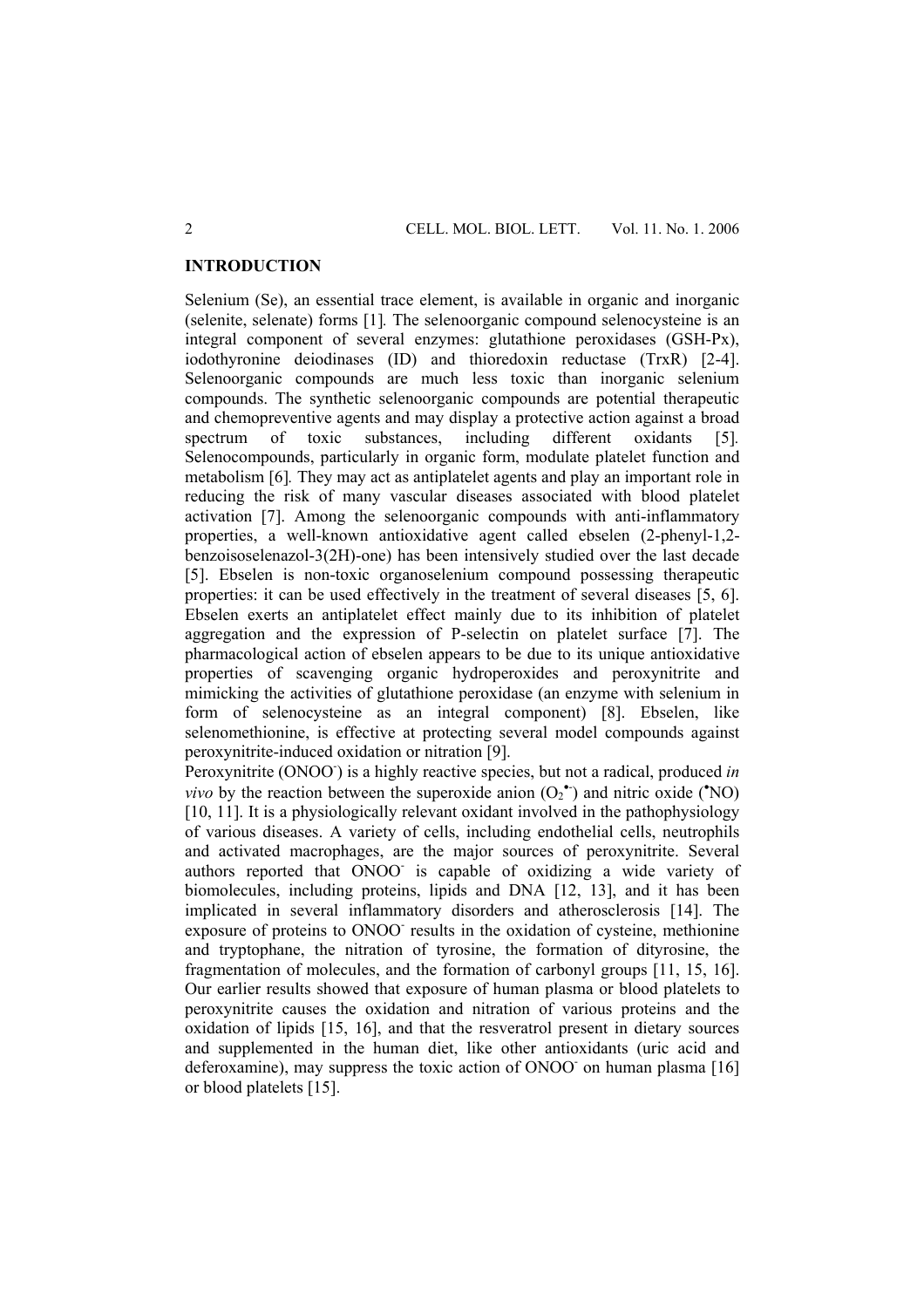## INTRODUCTION

Selenium (Se), an essential trace element, is available in organic and inorganic (selenite, selenate) forms [1]. The selenoorganic compound selenocysteine is an integral component of several enzymes: glutathione peroxidases (GSH-Px), iodothyronine deiodinases (ID) and thioredoxin reductase (TrxR) [2-4]. Selenoorganic compounds are much less toxic than inorganic selenium compounds. The synthetic selenoorganic compounds are potential therapeutic and chemopreventive agents and may display a protective action against a broad spectrum of toxic substances, including different oxidants [5]. Selenocompounds, particularly in organic form, modulate platelet function and metabolism [6]. They may act as antiplatelet agents and play an important role in reducing the risk of many vascular diseases associated with blood platelet activation [7]. Among the selenoorganic compounds with anti-inflammatory properties, a well-known antioxidative agent called ebselen (2-phenyl-1,2-benzoisoselenazol-3(2H)-one) has been intensively studied over the last decade [5]. Ebselen is non-toxic organoselenium compound possessing therapeutic properties: it can be used effectively in the treatment of several diseases [5, 6]. Ebselen exerts an antiplatelet effect mainly due to its inhibition of platelet aggregation and the expression of P-selectin on platelet surface [7]. The pharmacological action of ebselen appears to be due to its unique antioxidative properties of scavenging organic hydroperoxides and peroxynitrite and mimicking the activities of glutathione peroxidase (an enzyme with selenium in form of selenocysteine as an integral component) [8]. Ebselen, like selenomethionine, is effective at protecting several model compounds against peroxynitrite-induced oxidation or nitration [9].

Peroxynitrite ($ONOO^-$) is a highly reactive species, but not a radical, produced *in vivo* by the reaction between the superoxide anion ($O_2^{\bullet -}$) and nitric oxide ($^{\bullet}NO$) [10, 11]. It is a physiologically relevant oxidant involved in the pathophysiology of various diseases. A variety of cells, including endothelial cells, neutrophils and activated macrophages, are the major sources of peroxynitrite. Several authors reported that $ONOO^-$ is capable of oxidizing a wide variety of biomolecules, including proteins, lipids and DNA [12, 13], and it has been implicated in several inflammatory disorders and atherosclerosis [14]. The exposure of proteins to $ONOO^-$ results in the oxidation of cysteine, methionine and tryptophane, the nitration of tyrosine, the formation of dityrosine, the fragmentation of molecules, and the formation of carbonyl groups [11, 15, 16]. Our earlier results showed that exposure of human plasma or blood platelets to peroxynitrite causes the oxidation and nitration of various proteins and the oxidation of lipids [15, 16], and that the resveratrol present in dietary sources and supplemented in the human diet, like other antioxidants (uric acid and deferoxamine), may suppress the toxic action of $ONOO^-$ on human plasma [16] or blood platelets [15].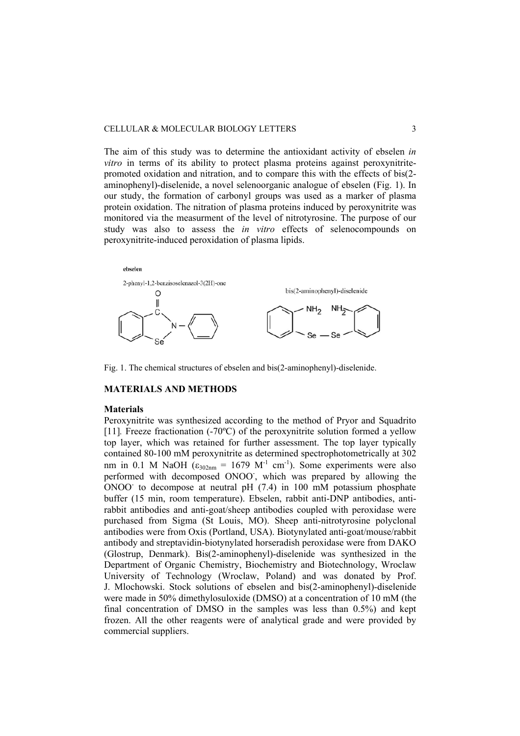The aim of this study was to determine the antioxidant activity of ebselen *in vitro* in terms of its ability to protect plasma proteins against peroxynitrite-promoted oxidation and nitration, and to compare this with the effects of bis(2-aminophenyl)-diselenide, a novel selenoorganic analogue of ebselen (Fig. 1). In our study, the formation of carbonyl groups was used as a marker of plasma protein oxidation. The nitration of plasma proteins induced by peroxynitrite was monitored via the measurment of the level of nitrotyrosine. The purpose of our study was also to assess the *in vitro* effects of selenocompounds on peroxynitrite-induced peroxidation of plasma lipids.

Fig. 1. The chemical structures of ebselen and bis(2-aminophenyl)-diselenide.

## MATERIALS AND METHODS

### Materials

Peroxynitrite was synthesized according to the method of Pryor and Squadrito [11]. Freeze fractionation (-70ºC) of the peroxynitrite solution formed a yellow top layer, which was retained for further assessment. The top layer typically contained 80-100 mM peroxynitrite as determined spectrophotometrically at 302 nm in 0.1 M NaOH ($\varepsilon_{302nm}$ = 1679 $M^{-1}$ $cm^{-1}$). Some experiments were also performed with decomposed $ONOO^-$, which was prepared by allowing the $ONOO^-$ to decompose at neutral pH (7.4) in 100 mM potassium phosphate buffer (15 min, room temperature). Ebselen, rabbit anti-DNP antibodies, anti-rabbit antibodies and anti-goat/sheep antibodies coupled with peroxidase were purchased from Sigma (St Louis, MO). Sheep anti-nitrotyrosine polyclonal antibodies were from Oxis (Portland, USA). Biotynylated anti-goat/mouse/rabbit antibody and streptavidin-biotynylated horseradish peroxidase were from DAKO (Glostrup, Denmark). Bis(2-aminophenyl)-diselenide was synthesized in the Department of Organic Chemistry, Biochemistry and Biotechnology, Wroclaw University of Technology (Wroclaw, Poland) and was donated by Prof. J. Mlochowski. Stock solutions of ebselen and bis(2-aminophenyl)-diselenide were made in 50% dimethylosuloxide (DMSO) at a concentration of 10 mM (the final concentration of DMSO in the samples was less than 0.5%) and kept frozen. All the other reagents were of analytical grade and were provided by commercial suppliers.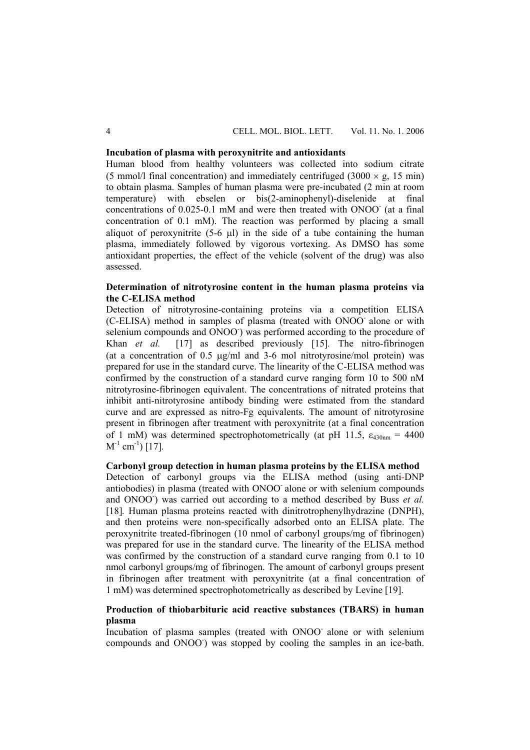**Incubation of plasma with peroxynitrite and antioxidants**

Human blood from healthy volunteers was collected into sodium citrate (5 mmol/l final concentration) and immediately centrifuged (3000 × g, 15 min) to obtain plasma. Samples of human plasma were pre-incubated (2 min at room temperature) with ebselen or bis(2-aminophenyl)-diselenide at final concentrations of 0.025-0.1 mM and were then treated with $ONOO^-$ (at a final concentration of 0.1 mM). The reaction was performed by placing a small aliquot of peroxynitrite (5-6 μl) in the side of a tube containing the human plasma, immediately followed by vigorous vortexing. As DMSO has some antioxidant properties, the effect of the vehicle (solvent of the drug) was also assessed.

**Determination of nitrotyrosine content in the human plasma proteins via the C-ELISA method**

Detection of nitrotyrosine-containing proteins via a competition ELISA (C-ELISA) method in samples of plasma (treated with $ONOO^-$ alone or with selenium compounds and $ONOO^-$) was performed according to the procedure of Khan *et al.* [17] as described previously [15]. The nitro-fibrinogen (at a concentration of 0.5 μg/ml and 3-6 mol nitrotyrosine/mol protein) was prepared for use in the standard curve. The linearity of the C-ELISA method was confirmed by the construction of a standard curve ranging form 10 to 500 nM nitrotyrosine-fibrinogen equivalent. The concentrations of nitrated proteins that inhibit anti-nitrotyrosine antibody binding were estimated from the standard curve and are expressed as nitro-Fg equivalents. The amount of nitrotyrosine present in fibrinogen after treatment with peroxynitrite (at a final concentration of 1 mM) was determined spectrophotometrically (at pH 11.5, $\varepsilon_{430nm}$ = 4400 $M^{-1}$ $cm^{-1}$) [17].

**Carbonyl group detection in human plasma proteins by the ELISA method**

Detection of carbonyl groups via the ELISA method (using anti-DNP antiobodies) in plasma (treated with $ONOO^-$ alone or with selenium compounds and $ONOO^-$) was carried out according to a method described by Buss *et al.* [18]. Human plasma proteins reacted with dinitrotrophenylhydrazine (DNPH), and then proteins were non-specifically adsorbed onto an ELISA plate. The peroxynitrite treated-fibrinogen (10 nmol of carbonyl groups/mg of fibrinogen) was prepared for use in the standard curve. The linearity of the ELISA method was confirmed by the construction of a standard curve ranging from 0.1 to 10 nmol carbonyl groups/mg of fibrinogen. The amount of carbonyl groups present in fibrinogen after treatment with peroxynitrite (at a final concentration of 1 mM) was determined spectrophotometrically as described by Levine [19].

**Production of thiobarbituric acid reactive substances (TBARS) in human plasma**

Incubation of plasma samples (treated with $ONOO^-$ alone or with selenium compounds and $ONOO^-$) was stopped by cooling the samples in an ice-bath.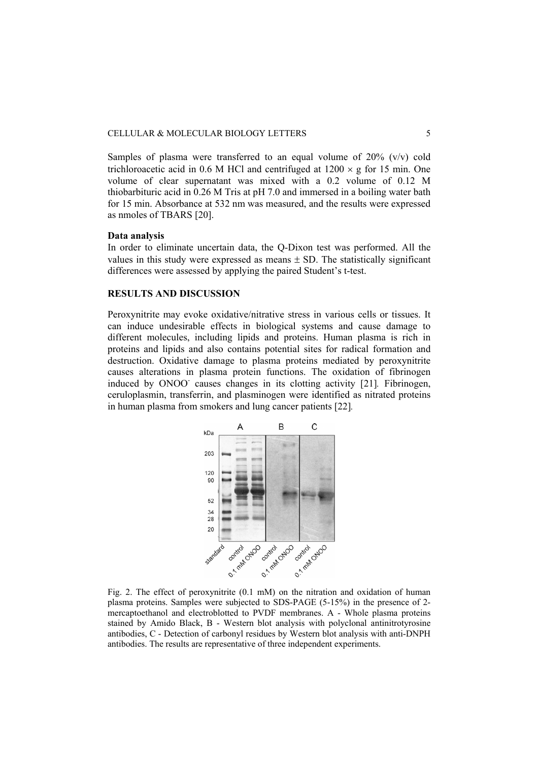Samples of plasma were transferred to an equal volume of 20% (v/v) cold trichloroacetic acid in 0.6 M HCl and centrifuged at 1200 × g for 15 min. One volume of clear supernatant was mixed with a 0.2 volume of 0.12 M thiobarbituric acid in 0.26 M Tris at pH 7.0 and immersed in a boiling water bath for 15 min. Absorbance at 532 nm was measured, and the results were expressed as nmoles of TBARS [20].

**Data analysis**

In order to eliminate uncertain data, the Q-Dixon test was performed. All the values in this study were expressed as means ± SD. The statistically significant differences were assessed by applying the paired Student's t-test.

## RESULTS AND DISCUSSION

Peroxynitrite may evoke oxidative/nitrative stress in various cells or tissues. It can induce undesirable effects in biological systems and cause damage to different molecules, including lipids and proteins. Human plasma is rich in proteins and lipids and also contains potential sites for radical formation and destruction. Oxidative damage to plasma proteins mediated by peroxynitrite causes alterations in plasma protein functions. The oxidation of fibrinogen induced by $ONOO^-$ causes changes in its clotting activity [21]. Fibrinogen, ceruloplasmin, transferrin, and plasminogen were identified as nitrated proteins in human plasma from smokers and lung cancer patients [22].

Fig. 2. The effect of peroxynitrite (0.1 mM) on the nitration and oxidation of human plasma proteins. Samples were subjected to SDS-PAGE (5-15%) in the presence of 2-mercaptoethanol and electroblotted to PVDF membranes. A - Whole plasma proteins stained by Amido Black, B - Western blot analysis with polyclonal antinitrotyrosine antibodies, C - Detection of carbonyl residues by Western blot analysis with anti-DNPH antibodies. The results are representative of three independent experiments.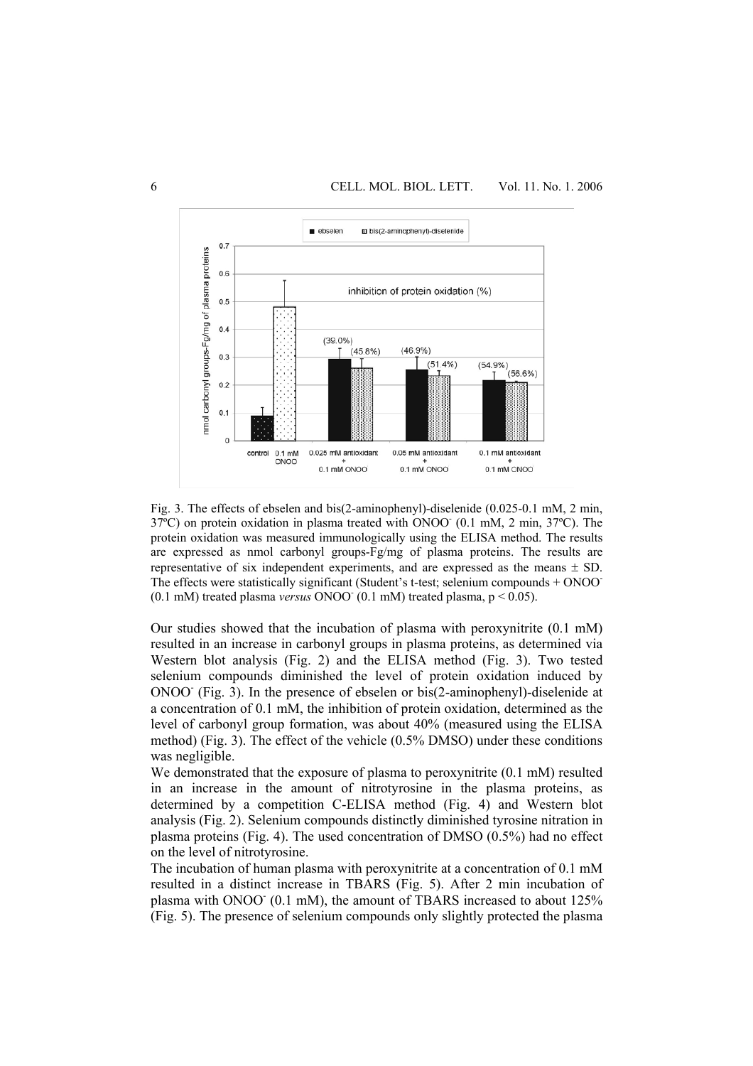Fig. 3. The effects of ebselen and bis(2-aminophenyl)-diselenide (0.025-0.1 mM, 2 min, 37ºC) on protein oxidation in plasma treated with $ONOO^-$ (0.1 mM, 2 min, 37ºC). The protein oxidation was measured immunologically using the ELISA method. The results are expressed as nmol carbonyl groups-Fg/mg of plasma proteins. The results are representative of six independent experiments, and are expressed as the means ± SD. The effects were statistically significant (Student's t-test; selenium compounds + $ONOO^-$ (0.1 mM) treated plasma *versus* $ONOO^-$ (0.1 mM) treated plasma, $p < 0.05$).

Our studies showed that the incubation of plasma with peroxynitrite (0.1 mM) resulted in an increase in carbonyl groups in plasma proteins, as determined via Western blot analysis (Fig. 2) and the ELISA method (Fig. 3). Two tested selenium compounds diminished the level of protein oxidation induced by $ONOO^-$ (Fig. 3). In the presence of ebselen or bis(2-aminophenyl)-diselenide at a concentration of 0.1 mM, the inhibition of protein oxidation, determined as the level of carbonyl group formation, was about 40% (measured using the ELISA method) (Fig. 3). The effect of the vehicle (0.5% DMSO) under these conditions was negligible.

We demonstrated that the exposure of plasma to peroxynitrite (0.1 mM) resulted in an increase in the amount of nitrotyrosine in the plasma proteins, as determined by a competition C-ELISA method (Fig. 4) and Western blot analysis (Fig. 2). Selenium compounds distinctly diminished tyrosine nitration in plasma proteins (Fig. 4). The used concentration of DMSO (0.5%) had no effect on the level of nitrotyrosine.

The incubation of human plasma with peroxynitrite at a concentration of 0.1 mM resulted in a distinct increase in TBARS (Fig. 5). After 2 min incubation of plasma with $ONOO^-$ (0.1 mM), the amount of TBARS increased to about 125% (Fig. 5). The presence of selenium compounds only slightly protected the plasma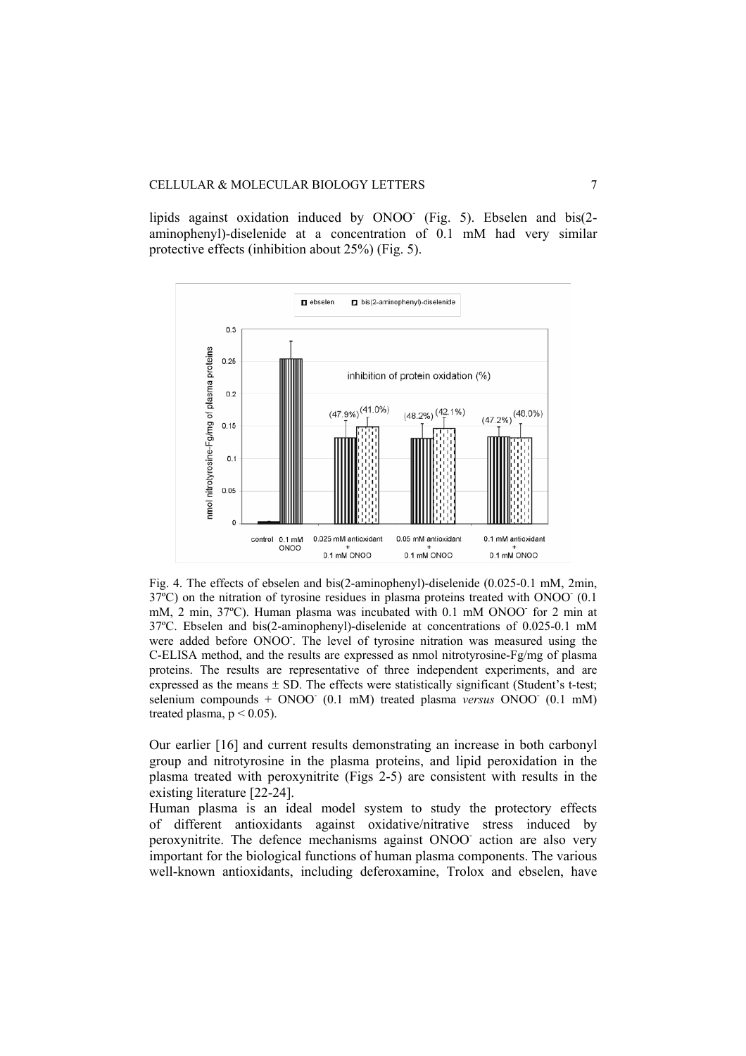lipids against oxidation induced by $ONOO^-$ (Fig. 5). Ebselen and bis(2-aminophenyl)-diselenide at a concentration of 0.1 mM had very similar protective effects (inhibition about 25%) (Fig. 5).

Fig. 4. The effects of ebselen and bis(2-aminophenyl)-diselenide (0.025-0.1 mM, 2min, 37ºC) on the nitration of tyrosine residues in plasma proteins treated with $ONOO^-$ (0.1 mM, 2 min, 37ºC). Human plasma was incubated with 0.1 mM $ONOO^-$ for 2 min at 37ºC. Ebselen and bis(2-aminophenyl)-diselenide at concentrations of 0.025-0.1 mM were added before $ONOO^-$. The level of tyrosine nitration was measured using the C-ELISA method, and the results are expressed as nmol nitrotyrosine-Fg/mg of plasma proteins. The results are representative of three independent experiments, and are expressed as the means ± SD. The effects were statistically significant (Student's t-test; selenium compounds + $ONOO^-$ (0.1 mM) treated plasma *versus* $ONOO^-$ (0.1 mM) treated plasma, $p < 0.05$).

Our earlier [16] and current results demonstrating an increase in both carbonyl group and nitrotyrosine in the plasma proteins, and lipid peroxidation in the plasma treated with peroxynitrite (Figs 2-5) are consistent with results in the existing literature [22-24].

Human plasma is an ideal model system to study the protectory effects of different antioxidants against oxidative/nitrative stress induced by peroxynitrite. The defence mechanisms against $ONOO^-$ action are also very important for the biological functions of human plasma components. The various well-known antioxidants, including deferoxamine, Trolox and ebselen, have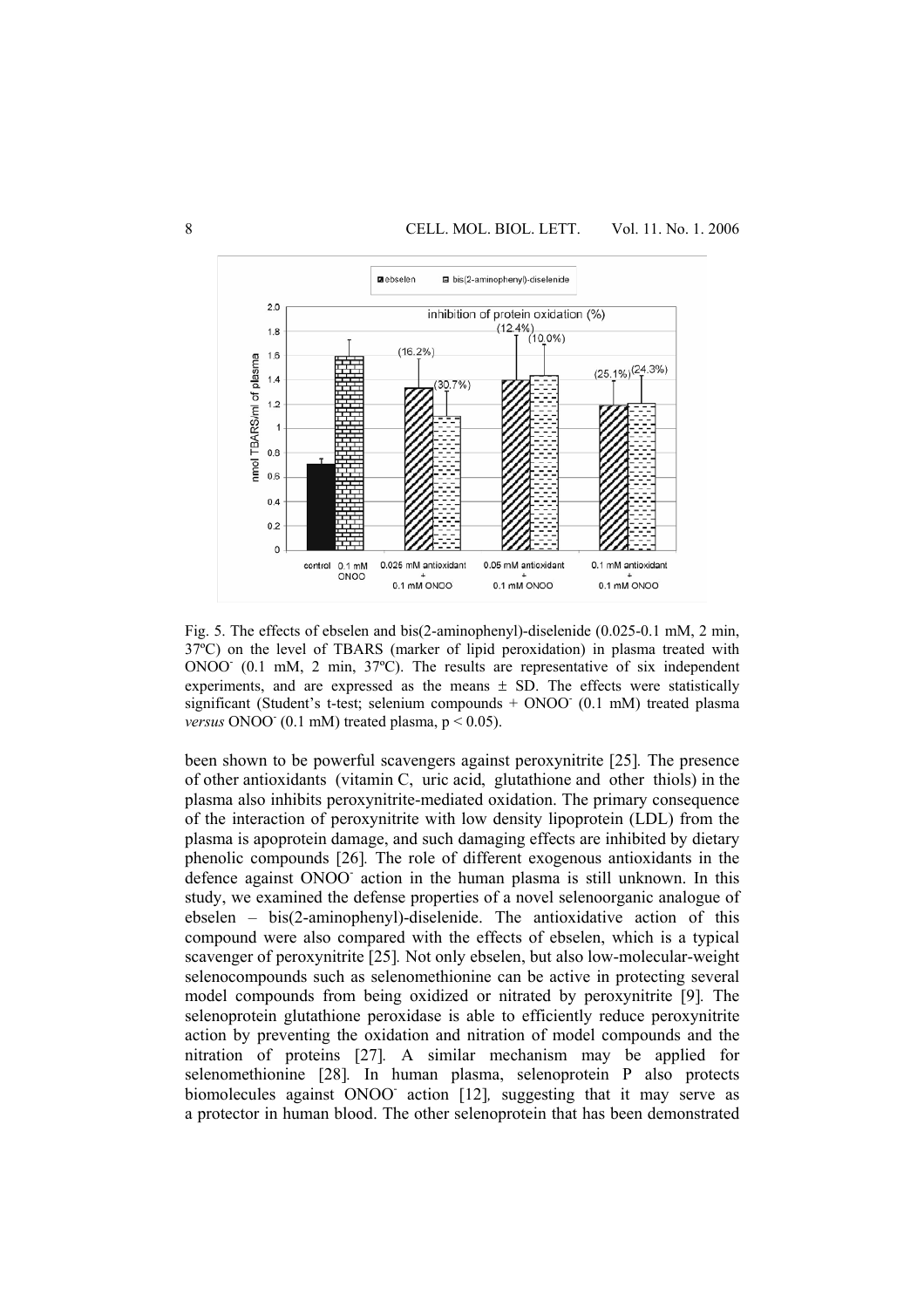Fig. 5. The effects of ebselen and bis(2-aminophenyl)-diselenide (0.025-0.1 mM, 2 min, 37ºC) on the level of TBARS (marker of lipid peroxidation) in plasma treated with $ONOO^-$ (0.1 mM, 2 min, 37ºC). The results are representative of six independent experiments, and are expressed as the means ± SD. The effects were statistically significant (Student's t-test; selenium compounds + $ONOO^-$ (0.1 mM) treated plasma *versus* $ONOO^-$ (0.1 mM) treated plasma, $p < 0.05$).

been shown to be powerful scavengers against peroxynitrite [25]. The presence of other antioxidants (vitamin C, uric acid, glutathione and other thiols) in the plasma also inhibits peroxynitrite-mediated oxidation. The primary consequence of the interaction of peroxynitrite with low density lipoprotein (LDL) from the plasma is apoprotein damage, and such damaging effects are inhibited by dietary phenolic compounds [26]. The role of different exogenous antioxidants in the defence against $ONOO^-$ action in the human plasma is still unknown. In this study, we examined the defense properties of a novel selenoorganic analogue of ebselen – bis(2-aminophenyl)-diselenide. The antioxidative action of this compound were also compared with the effects of ebselen, which is a typical scavenger of peroxynitrite [25]. Not only ebselen, but also low-molecular-weight selenocompounds such as selenomethionine can be active in protecting several model compounds from being oxidized or nitrated by peroxynitrite [9]. The selenoprotein glutathione peroxidase is able to efficiently reduce peroxynitrite action by preventing the oxidation and nitration of model compounds and the nitration of proteins [27]. A similar mechanism may be applied for selenomethionine [28]. In human plasma, selenoprotein P also protects biomolecules against $ONOO^-$ action [12], suggesting that it may serve as a protector in human blood. The other selenoprotein that has been demonstrated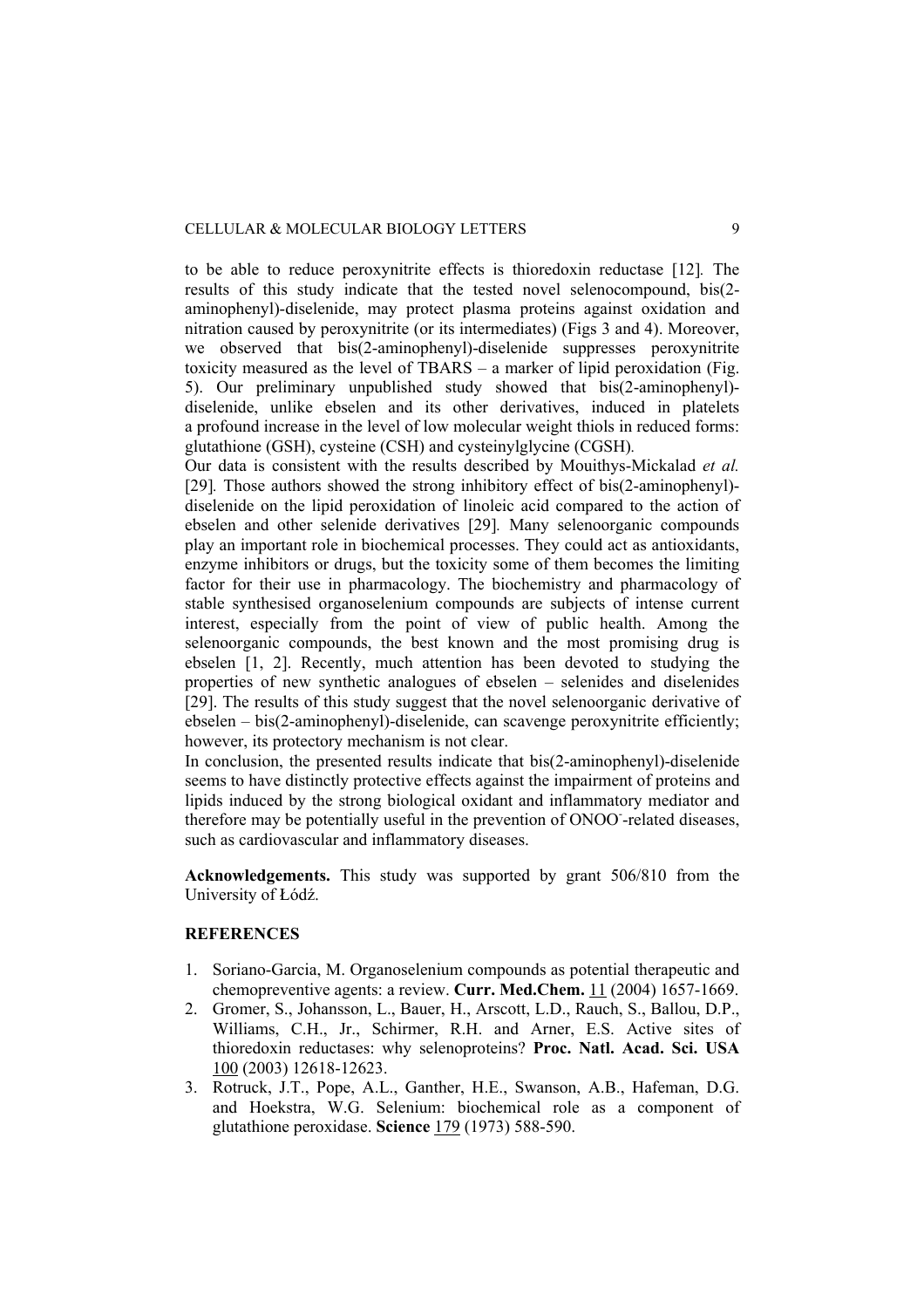to be able to reduce peroxynitrite effects is thioredoxin reductase [12]. The results of this study indicate that the tested novel selenocompound, bis(2-aminophenyl)-diselenide, may protect plasma proteins against oxidation and nitration caused by peroxynitrite (or its intermediates) (Figs 3 and 4). Moreover, we observed that bis(2-aminophenyl)-diselenide suppresses peroxynitrite toxicity measured as the level of TBARS – a marker of lipid peroxidation (Fig. 5). Our preliminary unpublished study showed that bis(2-aminophenyl)-diselenide, unlike ebselen and its other derivatives, induced in platelets a profound increase in the level of low molecular weight thiols in reduced forms: glutathione (GSH), cysteine (CSH) and cysteinylglycine (CGSH).

Our data is consistent with the results described by Mouithys-Mickalad *et al.* [29]. Those authors showed the strong inhibitory effect of bis(2-aminophenyl)-diselenide on the lipid peroxidation of linoleic acid compared to the action of ebselen and other selenide derivatives [29]. Many selenoorganic compounds play an important role in biochemical processes. They could act as antioxidants, enzyme inhibitors or drugs, but the toxicity some of them becomes the limiting factor for their use in pharmacology. The biochemistry and pharmacology of stable synthesised organoselenium compounds are subjects of intense current interest, especially from the point of view of public health. Among the selenoorganic compounds, the best known and the most promising drug is ebselen [1, 2]. Recently, much attention has been devoted to studying the properties of new synthetic analogues of ebselen – selenides and diselenides [29]. The results of this study suggest that the novel selenoorganic derivative of ebselen – bis(2-aminophenyl)-diselenide, can scavenge peroxynitrite efficiently; however, its protectory mechanism is not clear.

In conclusion, the presented results indicate that bis(2-aminophenyl)-diselenide seems to have distinctly protective effects against the impairment of proteins and lipids induced by the strong biological oxidant and inflammatory mediator and therefore may be potentially useful in the prevention of $ONOO^-$-related diseases, such as cardiovascular and inflammatory diseases.

**Acknowledgements.** This study was supported by grant 506/810 from the University of Łódź.

## REFERENCES

1. Soriano-Garcia, M. Organoselenium compounds as potential therapeutic and chemopreventive agents: a review. **Curr. Med.Chem.** 11 (2004) 1657-1669.
2. Gromer, S., Johansson, L., Bauer, H., Arscott, L.D., Rauch, S., Ballou, D.P., Williams, C.H., Jr., Schirmer, R.H. and Arner, E.S. Active sites of thioredoxin reductases: why selenoproteins? **Proc. Natl. Acad. Sci. USA** 100 (2003) 12618-12623.
3. Rotruck, J.T., Pope, A.L., Ganther, H.E., Swanson, A.B., Hafeman, D.G. and Hoekstra, W.G. Selenium: biochemical role as a component of glutathione peroxidase. **Science** 179 (1973) 588-590.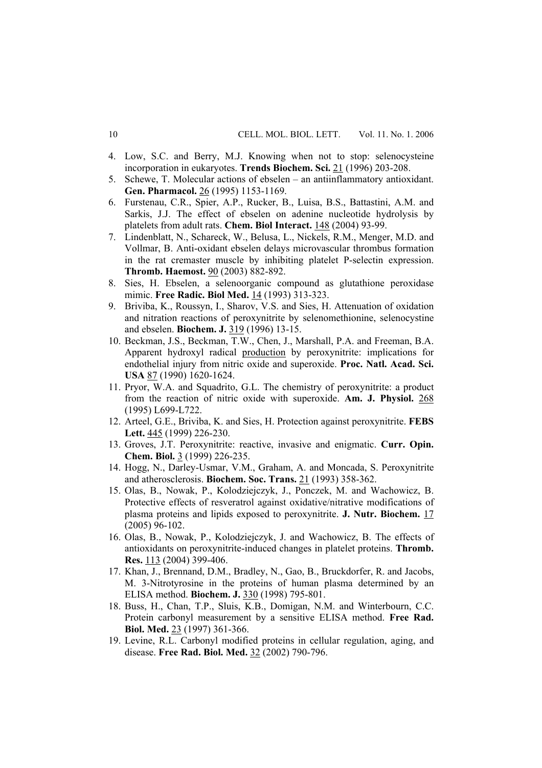4. Low, S.C. and Berry, M.J. Knowing when not to stop: selenocysteine incorporation in eukaryotes. **Trends Biochem. Sci.** 21 (1996) 203-208.
5. Schewe, T. Molecular actions of ebselen – an antiinflammatory antioxidant. **Gen. Pharmacol.** 26 (1995) 1153-1169.
6. Furstenau, C.R., Spier, A.P., Rucker, B., Luisa, B.S., Battastini, A.M. and Sarkis, J.J. The effect of ebselen on adenine nucleotide hydrolysis by platelets from adult rats. **Chem. Biol Interact.** 148 (2004) 93-99.
7. Lindenblatt, N., Schareck, W., Belusa, L., Nickels, R.M., Menger, M.D. and Vollmar, B. Anti-oxidant ebselen delays microvascular thrombus formation in the rat cremaster muscle by inhibiting platelet P-selectin expression. **Thromb. Haemost.** 90 (2003) 882-892.
8. Sies, H. Ebselen, a selenoorganic compound as glutathione peroxidase mimic. **Free Radic. Biol Med.** 14 (1993) 313-323.
9. Briviba, K., Roussyn, I., Sharov, V.S. and Sies, H. Attenuation of oxidation and nitration reactions of peroxynitrite by selenomethionine, selenocystine and ebselen. **Biochem. J.** 319 (1996) 13-15.
10. Beckman, J.S., Beckman, T.W., Chen, J., Marshall, P.A. and Freeman, B.A. Apparent hydroxyl radical production by peroxynitrite: implications for endothelial injury from nitric oxide and superoxide. **Proc. Natl. Acad. Sci. USA** 87 (1990) 1620-1624.
11. Pryor, W.A. and Squadrito, G.L. The chemistry of peroxynitrite: a product from the reaction of nitric oxide with superoxide. **Am. J. Physiol.** 268 (1995) L699-L722.
12. Arteel, G.E., Briviba, K. and Sies, H. Protection against peroxynitrite. **FEBS Lett.** 445 (1999) 226-230.
13. Groves, J.T. Peroxynitrite: reactive, invasive and enigmatic. **Curr. Opin. Chem. Biol.** 3 (1999) 226-235.
14. Hogg, N., Darley-Usmar, V.M., Graham, A. and Moncada, S. Peroxynitrite and atherosclerosis. **Biochem. Soc. Trans.** 21 (1993) 358-362.
15. Olas, B., Nowak, P., Kolodziejczyk, J., Ponczek, M. and Wachowicz, B. Protective effects of resveratrol against oxidative/nitrative modifications of plasma proteins and lipids exposed to peroxynitrite. **J. Nutr. Biochem.** 17 (2005) 96-102.
16. Olas, B., Nowak, P., Kolodziejczyk, J. and Wachowicz, B. The effects of antioxidants on peroxynitrite-induced changes in platelet proteins. **Thromb. Res.** 113 (2004) 399-406.
17. Khan, J., Brennand, D.M., Bradley, N., Gao, B., Bruckdorfer, R. and Jacobs, M. 3-Nitrotyrosine in the proteins of human plasma determined by an ELISA method. **Biochem. J.** 330 (1998) 795-801.
18. Buss, H., Chan, T.P., Sluis, K.B., Domigan, N.M. and Winterbourn, C.C. Protein carbonyl measurement by a sensitive ELISA method. **Free Rad. Biol. Med.** 23 (1997) 361-366.
19. Levine, R.L. Carbonyl modified proteins in cellular regulation, aging, and disease. **Free Rad. Biol. Med.** 32 (2002) 790-796.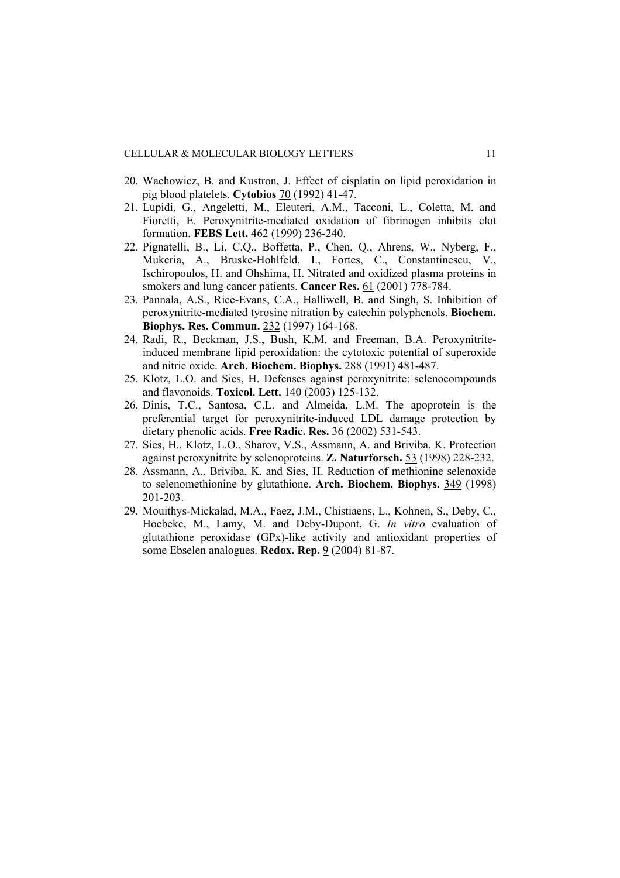20. Wachowicz, B. and Kustron, J. Effect of cisplatin on lipid peroxidation in pig blood platelets. **Cytobios** 70 (1992) 41-47.
21. Lupidi, G., Angeletti, M., Eleuteri, A.M., Tacconi, L., Coletta, M. and Fioretti, E. Peroxynitrite-mediated oxidation of fibrinogen inhibits clot formation. **FEBS Lett.** 462 (1999) 236-240.
22. Pignatelli, B., Li, C.Q., Boffetta, P., Chen, Q., Ahrens, W., Nyberg, F., Mukeria, A., Bruske-Hohlfeld, I., Fortes, C., Constantinescu, V., Ischiropoulos, H. and Ohshima, H. Nitrated and oxidized plasma proteins in smokers and lung cancer patients. **Cancer Res.** 61 (2001) 778-784.
23. Pannala, A.S., Rice-Evans, C.A., Halliwell, B. and Singh, S. Inhibition of peroxynitrite-mediated tyrosine nitration by catechin polyphenols. **Biochem. Biophys. Res. Commun.** 232 (1997) 164-168.
24. Radi, R., Beckman, J.S., Bush, K.M. and Freeman, B.A. Peroxynitrite-induced membrane lipid peroxidation: the cytotoxic potential of superoxide and nitric oxide. **Arch. Biochem. Biophys.** 288 (1991) 481-487.
25. Klotz, L.O. and Sies, H. Defenses against peroxynitrite: selenocompounds and flavonoids. **Toxicol. Lett.** 140 (2003) 125-132.
26. Dinis, T.C., Santosa, C.L. and Almeida, L.M. The apoprotein is the preferential target for peroxynitrite-induced LDL damage protection by dietary phenolic acids. **Free Radic. Res.** 36 (2002) 531-543.
27. Sies, H., Klotz, L.O., Sharov, V.S., Assmann, A. and Briviba, K. Protection against peroxynitrite by selenoproteins. **Z. Naturforsch.** 53 (1998) 228-232.
28. Assmann, A., Briviba, K. and Sies, H. Reduction of methionine selenoxide to selenomethionine by glutathione. **Arch. Biochem. Biophys.** 349 (1998) 201-203.
29. Mouithys-Mickalad, M.A., Faez, J.M., Chistiaens, L., Kohnen, S., Deby, C., Hoebeke, M., Lamy, M. and Deby-Dupont, G. *In vitro* evaluation of glutathione peroxidase (GPx)-like activity and antioxidant properties of some Ebselen analogues. **Redox. Rep.** 9 (2004) 81-87.